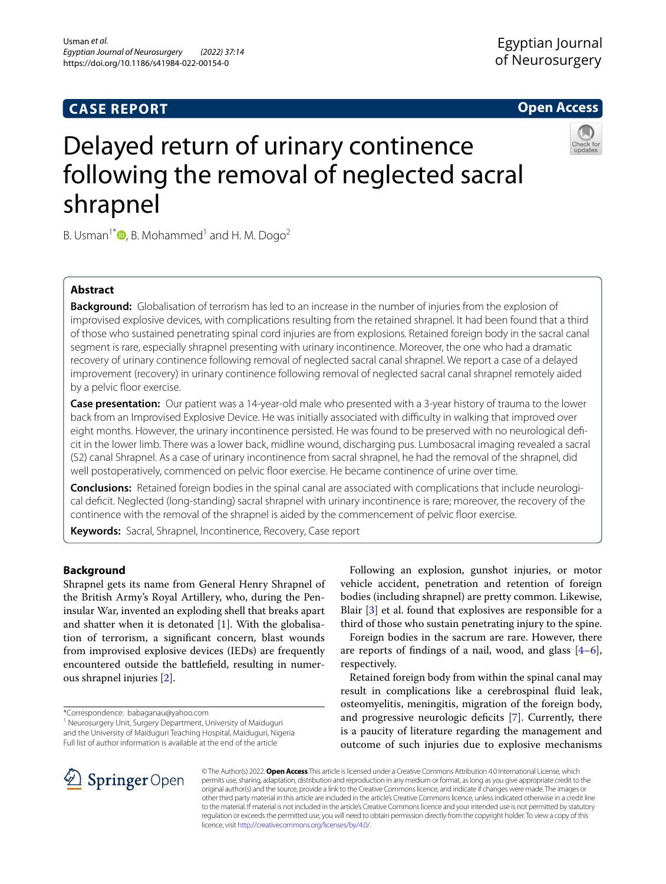CASE REPORT

Open Access

# Delayed return of urinary continence following the removal of neglected sacral shrapnel

B. Usman[1*], B. Mohammed[1] and H. M. Dogo[2]

## Abstract

**Background:** Globalisation of terrorism has led to an increase in the number of injuries from the explosion of improvised explosive devices, with complications resulting from the retained shrapnel. It had been found that a third of those who sustained penetrating spinal cord injuries are from explosions. Retained foreign body in the sacral canal segment is rare, especially shrapnel presenting with urinary incontinence. Moreover, the one who had a dramatic recovery of urinary continence following removal of neglected sacral canal shrapnel. We report a case of a delayed improvement (recovery) in urinary continence following removal of neglected sacral canal shrapnel remotely aided by a pelvic floor exercise.

**Case presentation:** Our patient was a 14-year-old male who presented with a 3-year history of trauma to the lower back from an Improvised Explosive Device. He was initially associated with difficulty in walking that improved over eight months. However, the urinary incontinence persisted. He was found to be preserved with no neurological deficit in the lower limb. There was a lower back, midline wound, discharging pus. Lumbosacral imaging revealed a sacral (S2) canal Shrapnel. As a case of urinary incontinence from sacral shrapnel, he had the removal of the shrapnel, did well postoperatively, commenced on pelvic floor exercise. He became continence of urine over time.

**Conclusions:** Retained foreign bodies in the spinal canal are associated with complications that include neurological deficit. Neglected (long-standing) sacral shrapnel with urinary incontinence is rare; moreover, the recovery of the continence with the removal of the shrapnel is aided by the commencement of pelvic floor exercise.

**Keywords:** Sacral, Shrapnel, Incontinence, Recovery, Case report

## Background

Shrapnel gets its name from General Henry Shrapnel of the British Army's Royal Artillery, who, during the Peninsular War, invented an exploding shell that breaks apart and shatter when it is detonated [1]. With the globalisation of terrorism, a significant concern, blast wounds from improvised explosive devices (IEDs) are frequently encountered outside the battlefield, resulting in numerous shrapnel injuries [2].

Following an explosion, gunshot injuries, or motor vehicle accident, penetration and retention of foreign bodies (including shrapnel) are pretty common. Likewise, Blair [3] et al. found that explosives are responsible for a third of those who sustain penetrating injury to the spine.

Foreign bodies in the sacrum are rare. However, there are reports of findings of a nail, wood, and glass [4–6], respectively.

Retained foreign body from within the spinal canal may result in complications like a cerebrospinal fluid leak, osteomyelitis, meningitis, migration of the foreign body, and progressive neurologic deficits [7]. Currently, there is a paucity of literature regarding the management and outcome of such injuries due to explosive mechanisms

*Correspondence: babaganau@yahoo.com
[1] Neurosurgery Unit, Surgery Department, University of Maiduguri and the University of Maiduguri Teaching Hospital, Maiduguri, Nigeria
Full list of author information is available at the end of the article

© The Author(s) 2022. **Open Access** This article is licensed under a Creative Commons Attribution 4.0 International License, which permits use, sharing, adaptation, distribution and reproduction in any medium or format, as long as you give appropriate credit to the original author(s) and the source, provide a link to the Creative Commons licence, and indicate if changes were made. The images or other third party material in this article are included in the article's Creative Commons licence, unless indicated otherwise in a credit line to the material. If material is not included in the article's Creative Commons licence and your intended use is not permitted by statutory regulation or exceeds the permitted use, you will need to obtain permission directly from the copyright holder. To view a copy of this licence, visit http://creativecommons.org/licenses/by/4.0/.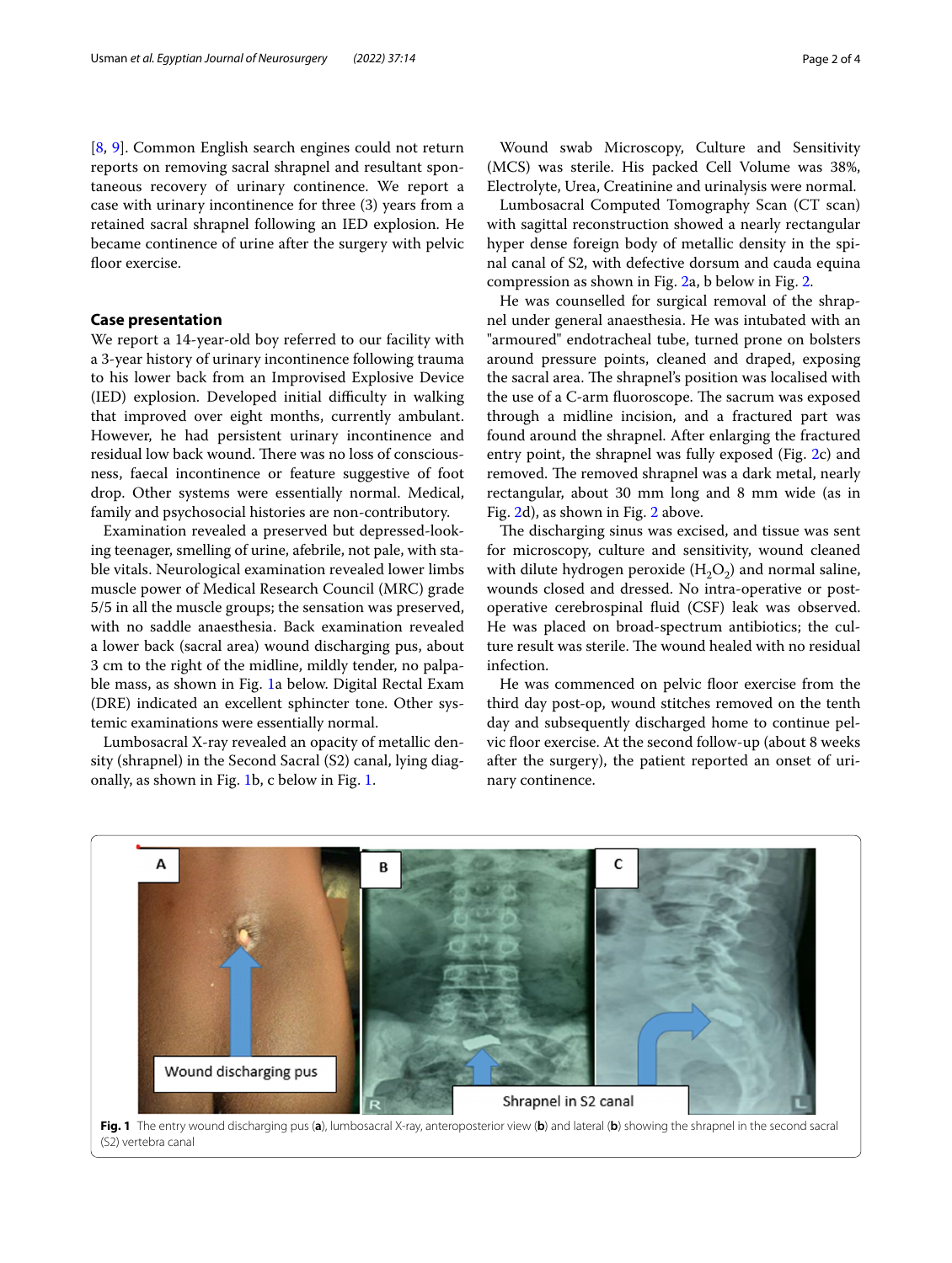[8, 9]. Common English search engines could not return reports on removing sacral shrapnel and resultant spontaneous recovery of urinary continence. We report a case with urinary incontinence for three (3) years from a retained sacral shrapnel following an IED explosion. He became continence of urine after the surgery with pelvic floor exercise.

## Case presentation

We report a 14-year-old boy referred to our facility with a 3-year history of urinary incontinence following trauma to his lower back from an Improvised Explosive Device (IED) explosion. Developed initial difficulty in walking that improved over eight months, currently ambulant. However, he had persistent urinary incontinence and residual low back wound. There was no loss of consciousness, faecal incontinence or feature suggestive of foot drop. Other systems were essentially normal. Medical, family and psychosocial histories are non-contributory.

Examination revealed a preserved but depressed-looking teenager, smelling of urine, afebrile, not pale, with stable vitals. Neurological examination revealed lower limbs muscle power of Medical Research Council (MRC) grade 5/5 in all the muscle groups; the sensation was preserved, with no saddle anaesthesia. Back examination revealed a lower back (sacral area) wound discharging pus, about 3 cm to the right of the midline, mildly tender, no palpable mass, as shown in Fig. 1a below. Digital Rectal Exam (DRE) indicated an excellent sphincter tone. Other systemic examinations were essentially normal.

Lumbosacral X-ray revealed an opacity of metallic density (shrapnel) in the Second Sacral (S2) canal, lying diagonally, as shown in Fig. 1b, c below in Fig. 1.

Wound swab Microscopy, Culture and Sensitivity (MCS) was sterile. His packed Cell Volume was 38%, Electrolyte, Urea, Creatinine and urinalysis were normal.

Lumbosacral Computed Tomography Scan (CT scan) with sagittal reconstruction showed a nearly rectangular hyper dense foreign body of metallic density in the spinal canal of S2, with defective dorsum and cauda equina compression as shown in Fig. 2a, b below in Fig. 2.

He was counselled for surgical removal of the shrapnel under general anaesthesia. He was intubated with an "armoured" endotracheal tube, turned prone on bolsters around pressure points, cleaned and draped, exposing the sacral area. The shrapnel's position was localised with the use of a C-arm fluoroscope. The sacrum was exposed through a midline incision, and a fractured part was found around the shrapnel. After enlarging the fractured entry point, the shrapnel was fully exposed (Fig. 2c) and removed. The removed shrapnel was a dark metal, nearly rectangular, about 30 mm long and 8 mm wide (as in Fig. 2d), as shown in Fig. 2 above.

The discharging sinus was excised, and tissue was sent for microscopy, culture and sensitivity, wound cleaned with dilute hydrogen peroxide ($H_2O_2$) and normal saline, wounds closed and dressed. No intra-operative or post-operative cerebrospinal fluid (CSF) leak was observed. He was placed on broad-spectrum antibiotics; the culture result was sterile. The wound healed with no residual infection.

He was commenced on pelvic floor exercise from the third day post-op, wound stitches removed on the tenth day and subsequently discharged home to continue pelvic floor exercise. At the second follow-up (about 8 weeks after the surgery), the patient reported an onset of urinary continence.

**Fig. 1** The entry wound discharging pus (**a**), lumbosacral X-ray, anteroposterior view (**b**) and lateral (**b**) showing the shrapnel in the second sacral (S2) vertebra canal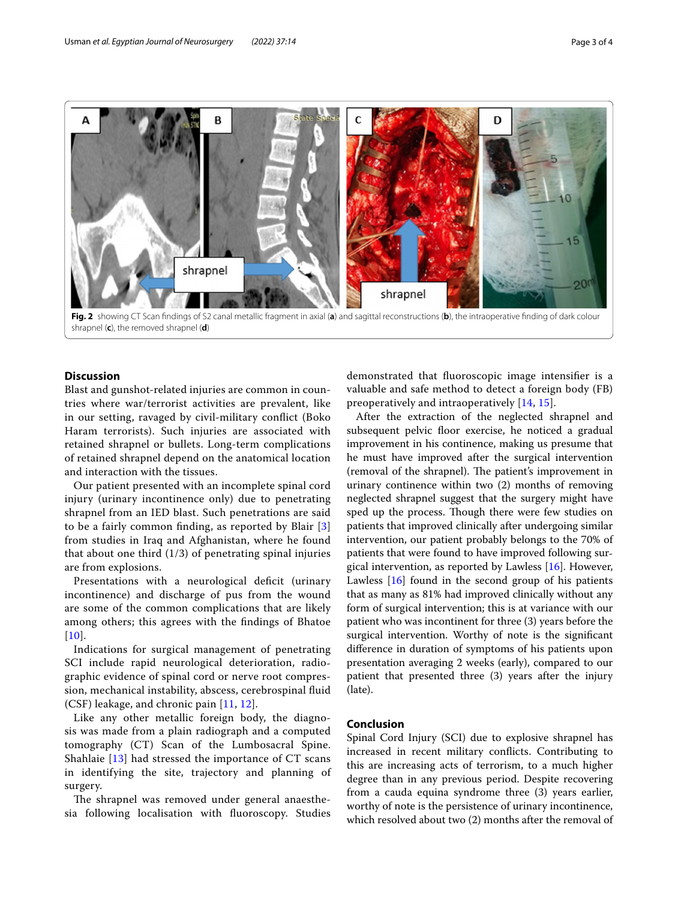**Fig. 2** showing CT Scan findings of S2 canal metallic fragment in axial (**a**) and sagittal reconstructions (**b**), the intraoperative finding of dark colour shrapnel (**c**), the removed shrapnel (**d**)

## Discussion

Blast and gunshot-related injuries are common in countries where war/terrorist activities are prevalent, like in our setting, ravaged by civil-military conflict (Boko Haram terrorists). Such injuries are associated with retained shrapnel or bullets. Long-term complications of retained shrapnel depend on the anatomical location and interaction with the tissues.

Our patient presented with an incomplete spinal cord injury (urinary incontinence only) due to penetrating shrapnel from an IED blast. Such penetrations are said to be a fairly common finding, as reported by Blair [3] from studies in Iraq and Afghanistan, where he found that about one third (1/3) of penetrating spinal injuries are from explosions.

Presentations with a neurological deficit (urinary incontinence) and discharge of pus from the wound are some of the common complications that are likely among others; this agrees with the findings of Bhatoe [10].

Indications for surgical management of penetrating SCI include rapid neurological deterioration, radiographic evidence of spinal cord or nerve root compression, mechanical instability, abscess, cerebrospinal fluid (CSF) leakage, and chronic pain [11, 12].

Like any other metallic foreign body, the diagnosis was made from a plain radiograph and a computed tomography (CT) Scan of the Lumbosacral Spine. Shahlaie [13] had stressed the importance of CT scans in identifying the site, trajectory and planning of surgery.

The shrapnel was removed under general anaesthesia following localisation with fluoroscopy. Studies demonstrated that fluoroscopic image intensifier is a valuable and safe method to detect a foreign body (FB) preoperatively and intraoperatively [14, 15].

After the extraction of the neglected shrapnel and subsequent pelvic floor exercise, he noticed a gradual improvement in his continence, making us presume that he must have improved after the surgical intervention (removal of the shrapnel). The patient's improvement in urinary continence within two (2) months of removing neglected shrapnel suggest that the surgery might have sped up the process. Though there were few studies on patients that improved clinically after undergoing similar intervention, our patient probably belongs to the 70% of patients that were found to have improved following surgical intervention, as reported by Lawless [16]. However, Lawless [16] found in the second group of his patients that as many as 81% had improved clinically without any form of surgical intervention; this is at variance with our patient who was incontinent for three (3) years before the surgical intervention. Worthy of note is the significant difference in duration of symptoms of his patients upon presentation averaging 2 weeks (early), compared to our patient that presented three (3) years after the injury (late).

## Conclusion

Spinal Cord Injury (SCI) due to explosive shrapnel has increased in recent military conflicts. Contributing to this are increasing acts of terrorism, to a much higher degree than in any previous period. Despite recovering from a cauda equina syndrome three (3) years earlier, worthy of note is the persistence of urinary incontinence, which resolved about two (2) months after the removal of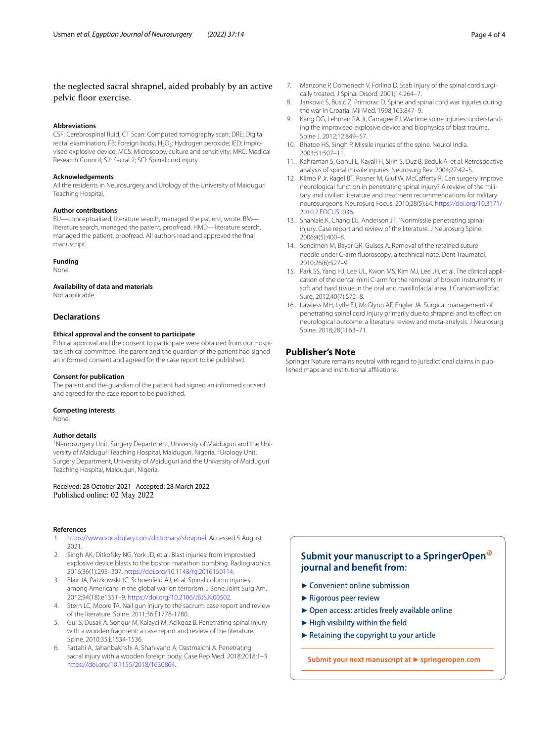the neglected sacral shrapnel, aided probably by an active pelvic floor exercise.

#### Abbreviations

CSF: Cerebrospinal fluid; CT Scan: Computed tomography scan; DRE: Digital rectal examination; FB: Foreign body; $H_2O_2$: Hydrogen peroxide; IED: Improvised explosive device; MCS: Microscopy, culture and sensitivity; MRC: Medical Research Council; S2: Sacral 2; SCI: Spinal cord injury.

#### Acknowledgements

All the residents in Neurosurgery and Urology of the University of Maiduguri Teaching Hospital.

#### Author contributions

BU—conceptualised, literature search, managed the patient, wrote. BM—literature search, managed the patient, proofread. HMD—literature search, managed the patient, proofread. All authors read and approved the final manuscript.

#### Funding

None.

#### Availability of data and materials

Not applicable.

### Declarations

#### Ethical approval and the consent to participate

Ethical approval and the consent to participate were obtained from our Hospitals Ethical committee. The parent and the guardian of the patient had signed an informed consent and agreed for the case report to be published.

#### Consent for publication

The parent and the guardian of the patient had signed an informed consent and agreed for the case report to be published.

#### Competing interests

None.

#### Author details

[1]Neurosurgery Unit, Surgery Department, University of Maiduguri and the University of Maiduguri Teaching Hospital, Maiduguri, Nigeria. [2]Urology Unit, Surgery Department, University of Maiduguri and the University of Maiduguri Teaching Hospital, Maiduguri, Nigeria.

Received: 28 October 2021 Accepted: 28 March 2022
Published online: 02 May 2022

#### References

1. https://www.vocabulary.com/dictionary/shrapnel. Accessed 5 August 2021.
2. Singh AK, Ditkofsky NG, York JD, et al. Blast injuries: from improvised explosive device blasts to the boston marathon bombing. Radiographics. 2016;36(1):295–307. https://doi.org/10.1148/rg.2016150114.
3. Blair JA, Patzkowski JC, Schoenfeld AJ, et al. Spinal column injuries among Americans in the global war on terrorism. J Bone Joint Surg Am. 2012;94(18):e1351–9. https://doi.org/10.2106/JBJS.K.00502.
4. Stern LC, Moore TA. Nail gun injury to the sacrum: case report and review of the literature. Spine. 2011;36:E1778-1780.
5. Gul S, Dusak A, Songur M, Kalayci M, Acikgoz B. Penetrating spinal injury with a wooden fragment: a case report and review of the literature. Spine. 2010;35:E1534-1536.
6. Fattahi A, Jahanbakhshi A, Shahivand A, Dastmalchi A. Penetrating sacral injury with a wooden foreign body. Case Rep Med. 2018;2018:1–3. https://doi.org/10.1155/2018/1630864.
7. Manzone P, Domenech V, Forlino D. Stab injury of the spinal cord surgically treated. J Spinal Disord. 2001;14:264–7.
8. Janković S, Busić Z, Primorac D. Spine and spinal cord war injuries during the war in Croatia. Mil Med. 1998;163:847–9.
9. Kang DG, Lehman RA Jr, Carragee EJ. Wartime spine injuries: understanding the improvised explosive device and biophysics of blast trauma. Spine J. 2012;12:849–57.
10. Bhatoe HS, Singh P. Missile injuries of the spine. Neurol India. 2003;51:507–11.
11. Kahraman S, Gonul E, Kayali H, Sirin S, Duz B, Beduk A, et al. Retrospective analysis of spinal missile injuries. Neurosurg Rev. 2004;27:42–5.
12. Klimo P Jr, Ragel BT, Rosner M, Gluf W, McCafferty R. Can surgery improve neurological function in penetrating spinal injury? A review of the military and civilian literature and treatment recommendations for military neurosurgeons. Neurosurg Focus. 2010;28(5):E4. https://doi.org/10.3171/2010.2.FOCUS1036.
13. Shahlaie K, Chang DJ, Anderson JT. "Nonmissile penetrating spinal injury. Case report and review of the literature. J Neurosurg Spine. 2006;4(5):400–8.
14. Sencimen M, Bayar GR, Gulses A. Removal of the retained suture needle under C-arm fluoroscopy: a technical note. Dent Traumatol. 2010;26(6):527–9.
15. Park SS, Yang HJ, Lee UL, Kwon MS, Kim MJ, Lee JH, et al. The clinical application of the dental mini C-arm for the removal of broken instruments in soft and hard tissue in the oral and maxillofacial area. J Craniomaxillofac Surg. 2012;40(7):572–8.
16. Lawless MH, Lytle EJ, McGlynn AF, Engler JA. Surgical management of penetrating spinal cord injury primarily due to shrapnel and its effect on neurological outcome: a literature review and meta-analysis. J Neurosurg Spine. 2018;28(1):63–71.

### Publisher's Note

Springer Nature remains neutral with regard to jurisdictional claims in published maps and institutional affiliations.